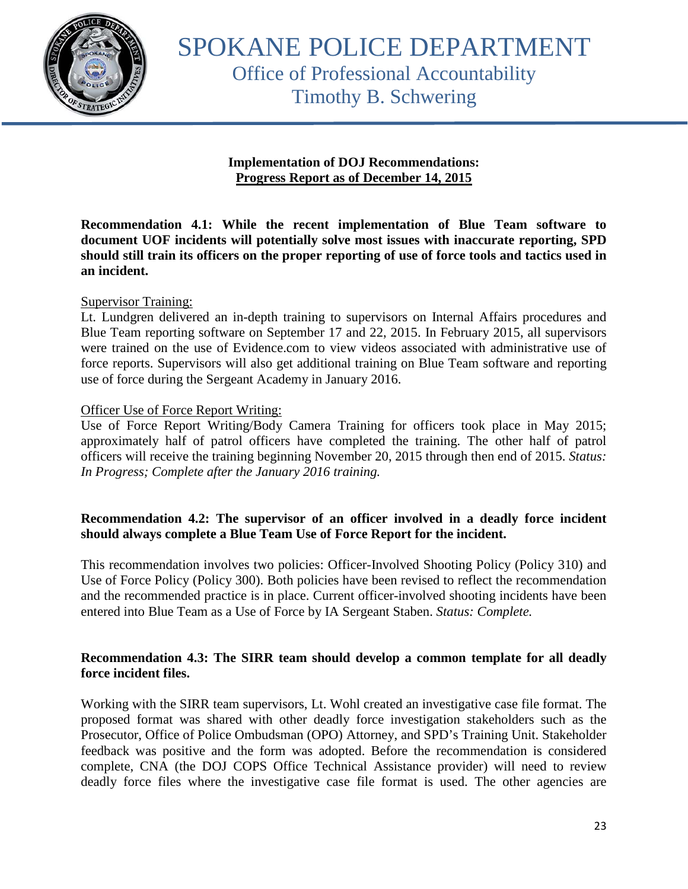# SPOKANE POLICE DEPARTMENT
## Office of Professional Accountability
## Timothy B. Schwering

**Implementation of DOJ Recommendations:**
**Progress Report as of December 14, 2015**

**Recommendation 4.1: While the recent implementation of Blue Team software to document UOF incidents will potentially solve most issues with inaccurate reporting, SPD should still train its officers on the proper reporting of use of force tools and tactics used in an incident.**

Supervisor Training:
Lt. Lundgren delivered an in-depth training to supervisors on Internal Affairs procedures and Blue Team reporting software on September 17 and 22, 2015. In February 2015, all supervisors were trained on the use of Evidence.com to view videos associated with administrative use of force reports. Supervisors will also get additional training on Blue Team software and reporting use of force during the Sergeant Academy in January 2016.

Officer Use of Force Report Writing:
Use of Force Report Writing/Body Camera Training for officers took place in May 2015; approximately half of patrol officers have completed the training. The other half of patrol officers will receive the training beginning November 20, 2015 through then end of 2015. *Status: In Progress; Complete after the January 2016 training.*

**Recommendation 4.2: The supervisor of an officer involved in a deadly force incident should always complete a Blue Team Use of Force Report for the incident.**

This recommendation involves two policies: Officer-Involved Shooting Policy (Policy 310) and Use of Force Policy (Policy 300). Both policies have been revised to reflect the recommendation and the recommended practice is in place. Current officer-involved shooting incidents have been entered into Blue Team as a Use of Force by IA Sergeant Staben. *Status: Complete.*

**Recommendation 4.3: The SIRR team should develop a common template for all deadly force incident files.**

Working with the SIRR team supervisors, Lt. Wohl created an investigative case file format. The proposed format was shared with other deadly force investigation stakeholders such as the Prosecutor, Office of Police Ombudsman (OPO) Attorney, and SPD's Training Unit. Stakeholder feedback was positive and the form was adopted. Before the recommendation is considered complete, CNA (the DOJ COPS Office Technical Assistance provider) will need to review deadly force files where the investigative case file format is used. The other agencies are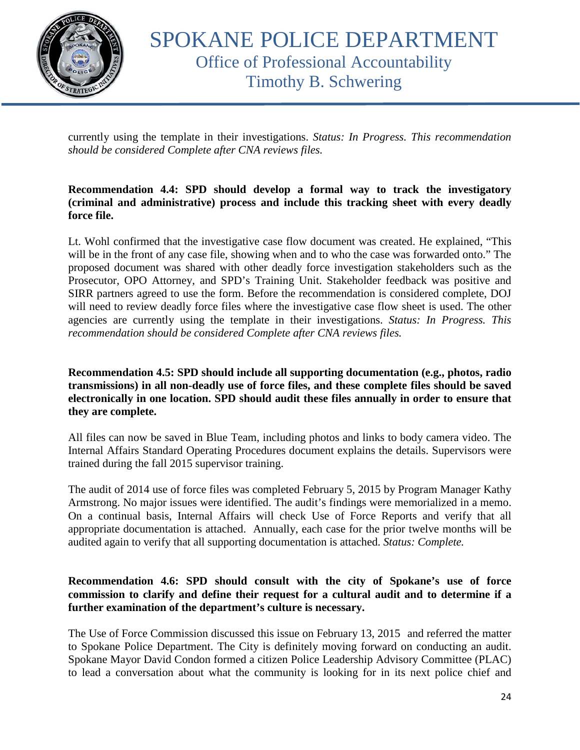currently using the template in their investigations. *Status: In Progress. This recommendation should be considered Complete after CNA reviews files.*

**Recommendation 4.4: SPD should develop a formal way to track the investigatory (criminal and administrative) process and include this tracking sheet with every deadly force file.**

Lt. Wohl confirmed that the investigative case flow document was created. He explained, "This will be in the front of any case file, showing when and to who the case was forwarded onto." The proposed document was shared with other deadly force investigation stakeholders such as the Prosecutor, OPO Attorney, and SPD's Training Unit. Stakeholder feedback was positive and SIRR partners agreed to use the form. Before the recommendation is considered complete, DOJ will need to review deadly force files where the investigative case flow sheet is used. The other agencies are currently using the template in their investigations. *Status: In Progress. This recommendation should be considered Complete after CNA reviews files.*

**Recommendation 4.5: SPD should include all supporting documentation (e.g., photos, radio transmissions) in all non-deadly use of force files, and these complete files should be saved electronically in one location. SPD should audit these files annually in order to ensure that they are complete.**

All files can now be saved in Blue Team, including photos and links to body camera video. The Internal Affairs Standard Operating Procedures document explains the details. Supervisors were trained during the fall 2015 supervisor training.

The audit of 2014 use of force files was completed February 5, 2015 by Program Manager Kathy Armstrong. No major issues were identified. The audit's findings were memorialized in a memo. On a continual basis, Internal Affairs will check Use of Force Reports and verify that all appropriate documentation is attached. Annually, each case for the prior twelve months will be audited again to verify that all supporting documentation is attached. *Status: Complete.*

**Recommendation 4.6: SPD should consult with the city of Spokane's use of force commission to clarify and define their request for a cultural audit and to determine if a further examination of the department's culture is necessary.**

The Use of Force Commission discussed this issue on February 13, 2015 and referred the matter to Spokane Police Department. The City is definitely moving forward on conducting an audit. Spokane Mayor David Condon formed a citizen Police Leadership Advisory Committee (PLAC) to lead a conversation about what the community is looking for in its next police chief and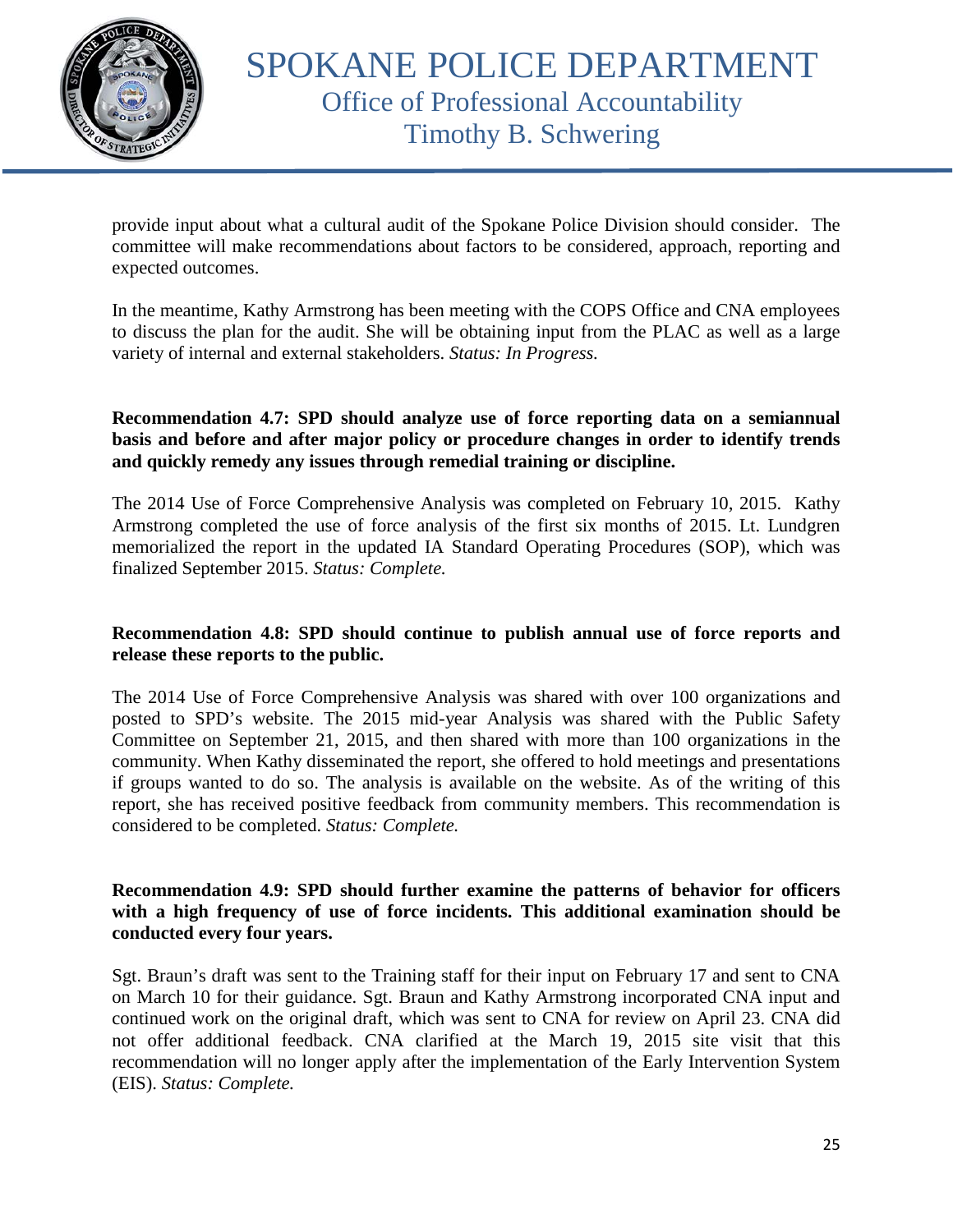provide input about what a cultural audit of the Spokane Police Division should consider. The committee will make recommendations about factors to be considered, approach, reporting and expected outcomes.

In the meantime, Kathy Armstrong has been meeting with the COPS Office and CNA employees to discuss the plan for the audit. She will be obtaining input from the PLAC as well as a large variety of internal and external stakeholders. *Status: In Progress.*

**Recommendation 4.7: SPD should analyze use of force reporting data on a semiannual basis and before and after major policy or procedure changes in order to identify trends and quickly remedy any issues through remedial training or discipline.**

The 2014 Use of Force Comprehensive Analysis was completed on February 10, 2015. Kathy Armstrong completed the use of force analysis of the first six months of 2015. Lt. Lundgren memorialized the report in the updated IA Standard Operating Procedures (SOP), which was finalized September 2015. *Status: Complete.*

**Recommendation 4.8: SPD should continue to publish annual use of force reports and release these reports to the public.**

The 2014 Use of Force Comprehensive Analysis was shared with over 100 organizations and posted to SPD's website. The 2015 mid-year Analysis was shared with the Public Safety Committee on September 21, 2015, and then shared with more than 100 organizations in the community. When Kathy disseminated the report, she offered to hold meetings and presentations if groups wanted to do so. The analysis is available on the website. As of the writing of this report, she has received positive feedback from community members. This recommendation is considered to be completed. *Status: Complete.*

**Recommendation 4.9: SPD should further examine the patterns of behavior for officers with a high frequency of use of force incidents. This additional examination should be conducted every four years.**

Sgt. Braun's draft was sent to the Training staff for their input on February 17 and sent to CNA on March 10 for their guidance. Sgt. Braun and Kathy Armstrong incorporated CNA input and continued work on the original draft, which was sent to CNA for review on April 23. CNA did not offer additional feedback. CNA clarified at the March 19, 2015 site visit that this recommendation will no longer apply after the implementation of the Early Intervention System (EIS). *Status: Complete.*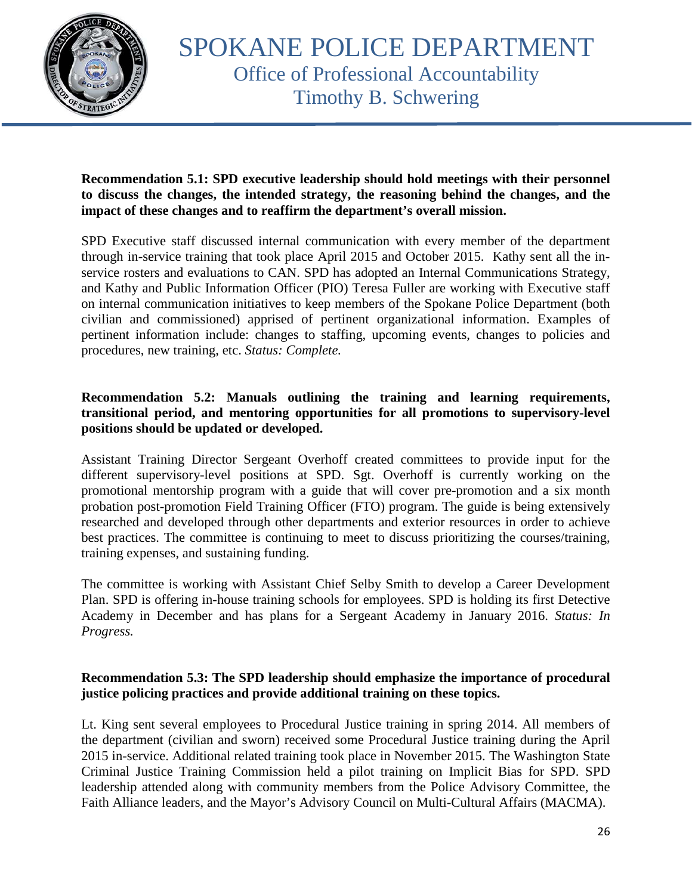**Recommendation 5.1: SPD executive leadership should hold meetings with their personnel to discuss the changes, the intended strategy, the reasoning behind the changes, and the impact of these changes and to reaffirm the department's overall mission.**

SPD Executive staff discussed internal communication with every member of the department through in-service training that took place April 2015 and October 2015. Kathy sent all the in-service rosters and evaluations to CAN. SPD has adopted an Internal Communications Strategy, and Kathy and Public Information Officer (PIO) Teresa Fuller are working with Executive staff on internal communication initiatives to keep members of the Spokane Police Department (both civilian and commissioned) apprised of pertinent organizational information. Examples of pertinent information include: changes to staffing, upcoming events, changes to policies and procedures, new training, etc. *Status: Complete.*

**Recommendation 5.2: Manuals outlining the training and learning requirements, transitional period, and mentoring opportunities for all promotions to supervisory-level positions should be updated or developed.**

Assistant Training Director Sergeant Overhoff created committees to provide input for the different supervisory-level positions at SPD. Sgt. Overhoff is currently working on the promotional mentorship program with a guide that will cover pre-promotion and a six month probation post-promotion Field Training Officer (FTO) program. The guide is being extensively researched and developed through other departments and exterior resources in order to achieve best practices. The committee is continuing to meet to discuss prioritizing the courses/training, training expenses, and sustaining funding.

The committee is working with Assistant Chief Selby Smith to develop a Career Development Plan. SPD is offering in-house training schools for employees. SPD is holding its first Detective Academy in December and has plans for a Sergeant Academy in January 2016. *Status: In Progress.*

**Recommendation 5.3: The SPD leadership should emphasize the importance of procedural justice policing practices and provide additional training on these topics.**

Lt. King sent several employees to Procedural Justice training in spring 2014. All members of the department (civilian and sworn) received some Procedural Justice training during the April 2015 in-service. Additional related training took place in November 2015. The Washington State Criminal Justice Training Commission held a pilot training on Implicit Bias for SPD. SPD leadership attended along with community members from the Police Advisory Committee, the Faith Alliance leaders, and the Mayor's Advisory Council on Multi-Cultural Affairs (MACMA).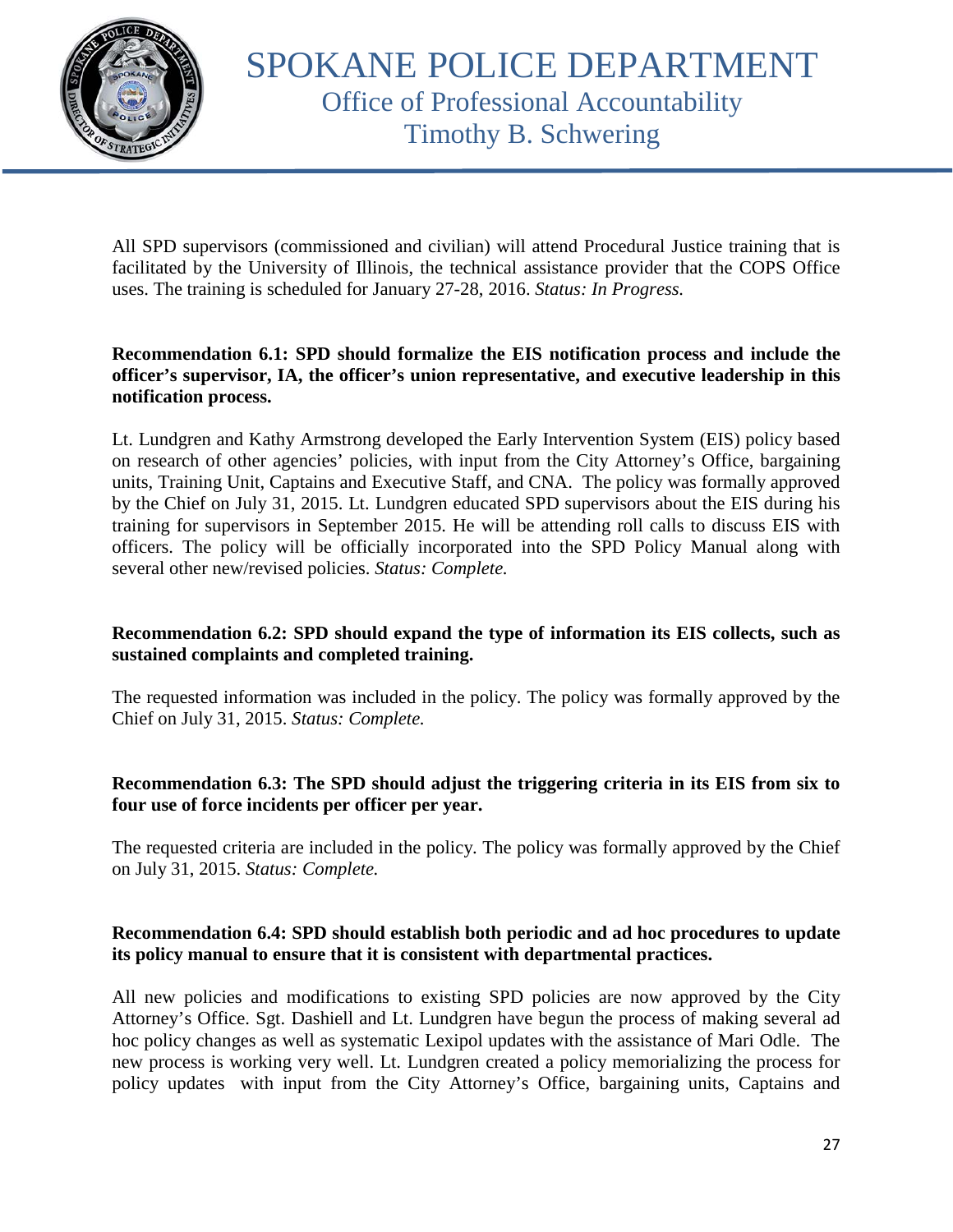All SPD supervisors (commissioned and civilian) will attend Procedural Justice training that is facilitated by the University of Illinois, the technical assistance provider that the COPS Office uses. The training is scheduled for January 27-28, 2016. *Status: In Progress.*

**Recommendation 6.1: SPD should formalize the EIS notification process and include the officer's supervisor, IA, the officer's union representative, and executive leadership in this notification process.**

Lt. Lundgren and Kathy Armstrong developed the Early Intervention System (EIS) policy based on research of other agencies' policies, with input from the City Attorney's Office, bargaining units, Training Unit, Captains and Executive Staff, and CNA. The policy was formally approved by the Chief on July 31, 2015. Lt. Lundgren educated SPD supervisors about the EIS during his training for supervisors in September 2015. He will be attending roll calls to discuss EIS with officers. The policy will be officially incorporated into the SPD Policy Manual along with several other new/revised policies. *Status: Complete.*

**Recommendation 6.2: SPD should expand the type of information its EIS collects, such as sustained complaints and completed training.**

The requested information was included in the policy. The policy was formally approved by the Chief on July 31, 2015. *Status: Complete.*

**Recommendation 6.3: The SPD should adjust the triggering criteria in its EIS from six to four use of force incidents per officer per year.**

The requested criteria are included in the policy. The policy was formally approved by the Chief on July 31, 2015. *Status: Complete.*

**Recommendation 6.4: SPD should establish both periodic and ad hoc procedures to update its policy manual to ensure that it is consistent with departmental practices.**

All new policies and modifications to existing SPD policies are now approved by the City Attorney's Office. Sgt. Dashiell and Lt. Lundgren have begun the process of making several ad hoc policy changes as well as systematic Lexipol updates with the assistance of Mari Odle. The new process is working very well. Lt. Lundgren created a policy memorializing the process for policy updates with input from the City Attorney's Office, bargaining units, Captains and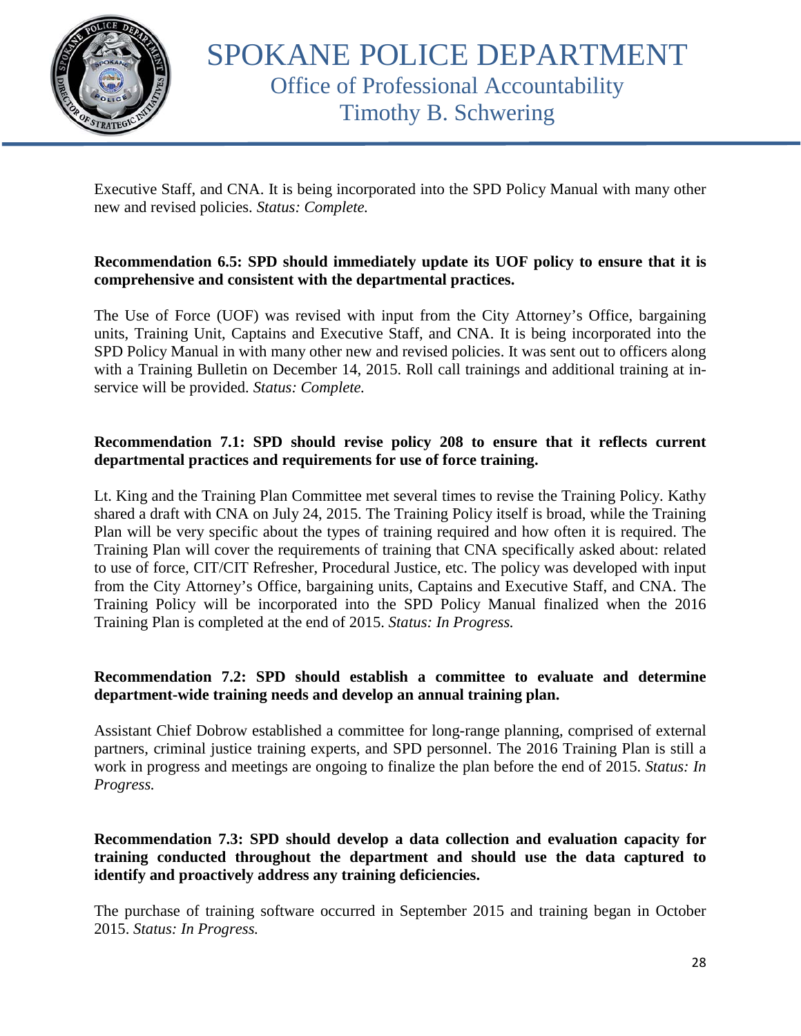Executive Staff, and CNA. It is being incorporated into the SPD Policy Manual with many other new and revised policies. *Status: Complete.*

**Recommendation 6.5: SPD should immediately update its UOF policy to ensure that it is comprehensive and consistent with the departmental practices.**

The Use of Force (UOF) was revised with input from the City Attorney's Office, bargaining units, Training Unit, Captains and Executive Staff, and CNA. It is being incorporated into the SPD Policy Manual in with many other new and revised policies. It was sent out to officers along with a Training Bulletin on December 14, 2015. Roll call trainings and additional training at in-service will be provided. *Status: Complete.*

**Recommendation 7.1: SPD should revise policy 208 to ensure that it reflects current departmental practices and requirements for use of force training.**

Lt. King and the Training Plan Committee met several times to revise the Training Policy. Kathy shared a draft with CNA on July 24, 2015. The Training Policy itself is broad, while the Training Plan will be very specific about the types of training required and how often it is required. The Training Plan will cover the requirements of training that CNA specifically asked about: related to use of force, CIT/CIT Refresher, Procedural Justice, etc. The policy was developed with input from the City Attorney's Office, bargaining units, Captains and Executive Staff, and CNA. The Training Policy will be incorporated into the SPD Policy Manual finalized when the 2016 Training Plan is completed at the end of 2015. *Status: In Progress.*

**Recommendation 7.2: SPD should establish a committee to evaluate and determine department-wide training needs and develop an annual training plan.**

Assistant Chief Dobrow established a committee for long-range planning, comprised of external partners, criminal justice training experts, and SPD personnel. The 2016 Training Plan is still a work in progress and meetings are ongoing to finalize the plan before the end of 2015. *Status: In Progress.*

**Recommendation 7.3: SPD should develop a data collection and evaluation capacity for training conducted throughout the department and should use the data captured to identify and proactively address any training deficiencies.**

The purchase of training software occurred in September 2015 and training began in October 2015. *Status: In Progress.*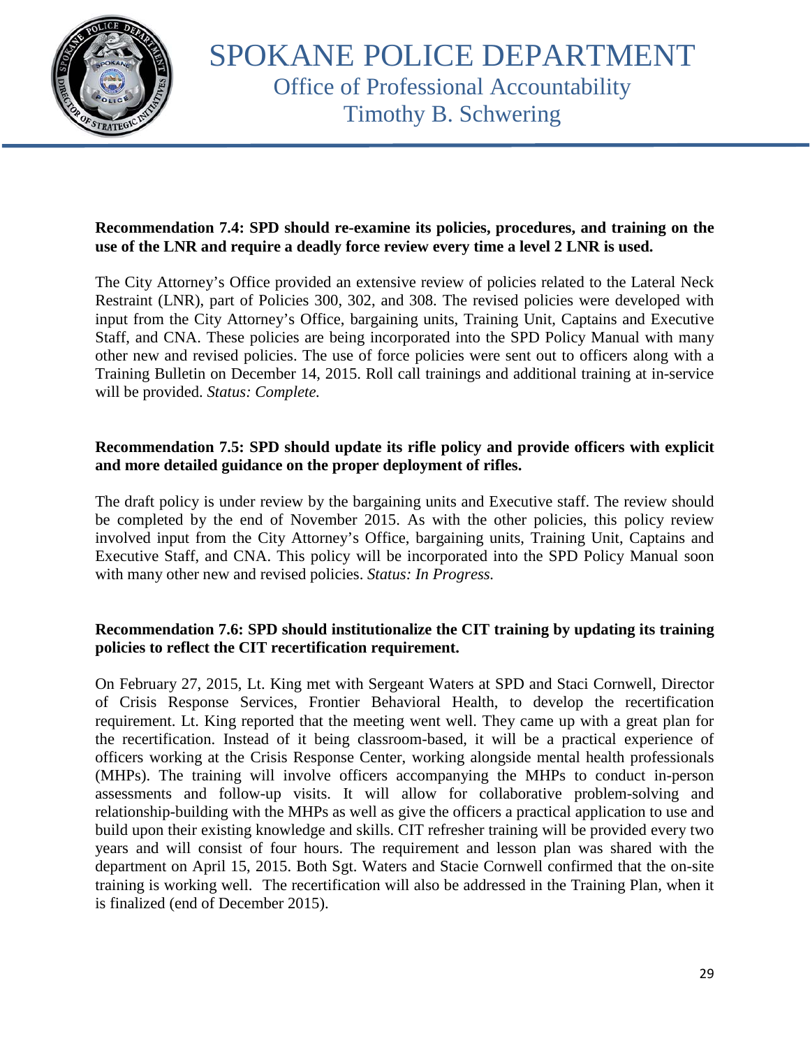**Recommendation 7.4: SPD should re-examine its policies, procedures, and training on the use of the LNR and require a deadly force review every time a level 2 LNR is used.**

The City Attorney's Office provided an extensive review of policies related to the Lateral Neck Restraint (LNR), part of Policies 300, 302, and 308. The revised policies were developed with input from the City Attorney's Office, bargaining units, Training Unit, Captains and Executive Staff, and CNA. These policies are being incorporated into the SPD Policy Manual with many other new and revised policies. The use of force policies were sent out to officers along with a Training Bulletin on December 14, 2015. Roll call trainings and additional training at in-service will be provided. *Status: Complete.*

**Recommendation 7.5: SPD should update its rifle policy and provide officers with explicit and more detailed guidance on the proper deployment of rifles.**

The draft policy is under review by the bargaining units and Executive staff. The review should be completed by the end of November 2015. As with the other policies, this policy review involved input from the City Attorney's Office, bargaining units, Training Unit, Captains and Executive Staff, and CNA. This policy will be incorporated into the SPD Policy Manual soon with many other new and revised policies. *Status: In Progress.*

**Recommendation 7.6: SPD should institutionalize the CIT training by updating its training policies to reflect the CIT recertification requirement.**

On February 27, 2015, Lt. King met with Sergeant Waters at SPD and Staci Cornwell, Director of Crisis Response Services, Frontier Behavioral Health, to develop the recertification requirement. Lt. King reported that the meeting went well. They came up with a great plan for the recertification. Instead of it being classroom-based, it will be a practical experience of officers working at the Crisis Response Center, working alongside mental health professionals (MHPs). The training will involve officers accompanying the MHPs to conduct in-person assessments and follow-up visits. It will allow for collaborative problem-solving and relationship-building with the MHPs as well as give the officers a practical application to use and build upon their existing knowledge and skills. CIT refresher training will be provided every two years and will consist of four hours. The requirement and lesson plan was shared with the department on April 15, 2015. Both Sgt. Waters and Stacie Cornwell confirmed that the on-site training is working well. The recertification will also be addressed in the Training Plan, when it is finalized (end of December 2015).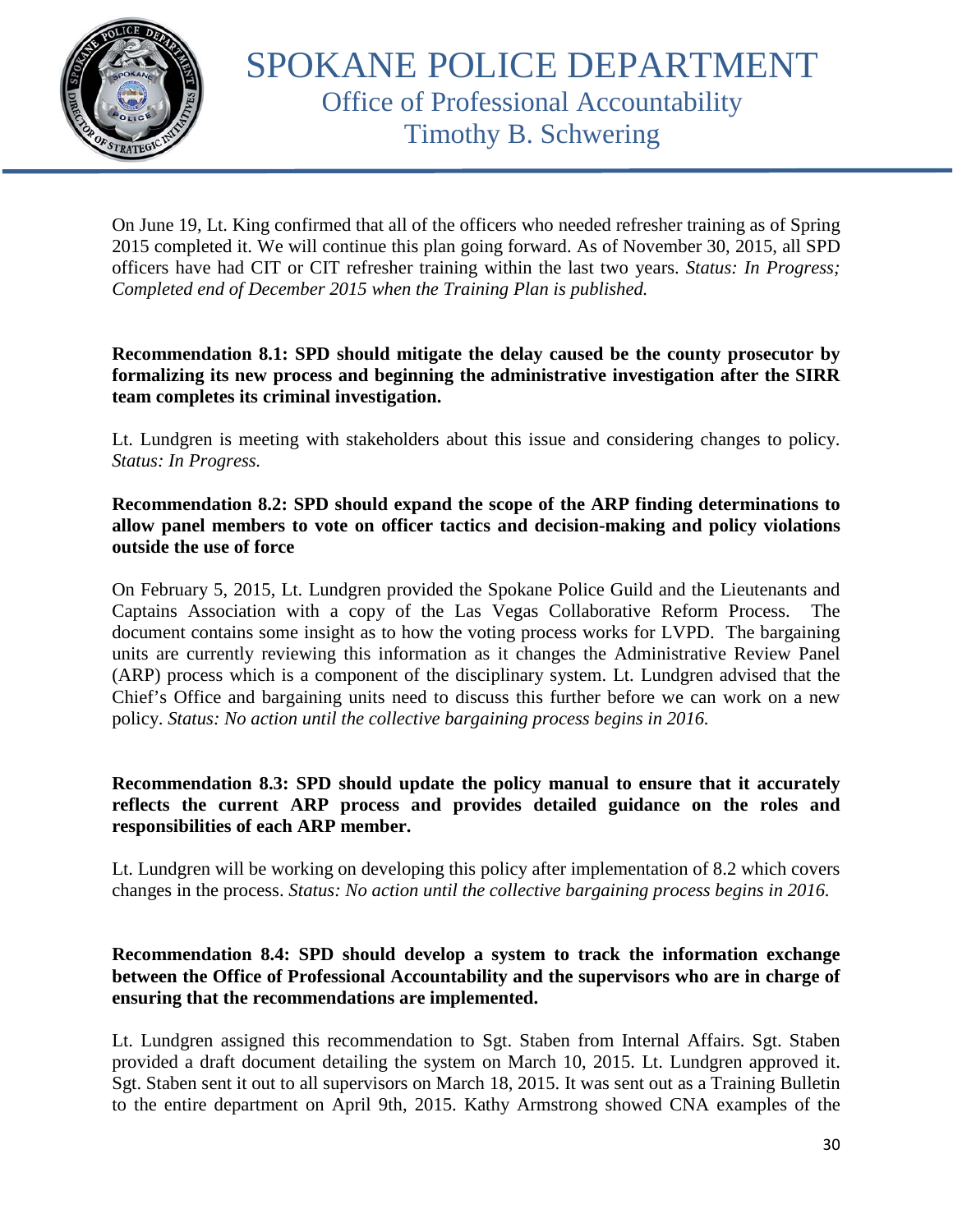On June 19, Lt. King confirmed that all of the officers who needed refresher training as of Spring 2015 completed it. We will continue this plan going forward. As of November 30, 2015, all SPD officers have had CIT or CIT refresher training within the last two years. *Status: In Progress; Completed end of December 2015 when the Training Plan is published.*

**Recommendation 8.1: SPD should mitigate the delay caused be the county prosecutor by formalizing its new process and beginning the administrative investigation after the SIRR team completes its criminal investigation.**

Lt. Lundgren is meeting with stakeholders about this issue and considering changes to policy. *Status: In Progress.*

**Recommendation 8.2: SPD should expand the scope of the ARP finding determinations to allow panel members to vote on officer tactics and decision-making and policy violations outside the use of force**

On February 5, 2015, Lt. Lundgren provided the Spokane Police Guild and the Lieutenants and Captains Association with a copy of the Las Vegas Collaborative Reform Process. The document contains some insight as to how the voting process works for LVPD. The bargaining units are currently reviewing this information as it changes the Administrative Review Panel (ARP) process which is a component of the disciplinary system. Lt. Lundgren advised that the Chief's Office and bargaining units need to discuss this further before we can work on a new policy. *Status: No action until the collective bargaining process begins in 2016.*

**Recommendation 8.3: SPD should update the policy manual to ensure that it accurately reflects the current ARP process and provides detailed guidance on the roles and responsibilities of each ARP member.**

Lt. Lundgren will be working on developing this policy after implementation of 8.2 which covers changes in the process. *Status: No action until the collective bargaining process begins in 2016.*

**Recommendation 8.4: SPD should develop a system to track the information exchange between the Office of Professional Accountability and the supervisors who are in charge of ensuring that the recommendations are implemented.**

Lt. Lundgren assigned this recommendation to Sgt. Staben from Internal Affairs. Sgt. Staben provided a draft document detailing the system on March 10, 2015. Lt. Lundgren approved it. Sgt. Staben sent it out to all supervisors on March 18, 2015. It was sent out as a Training Bulletin to the entire department on April 9th, 2015. Kathy Armstrong showed CNA examples of the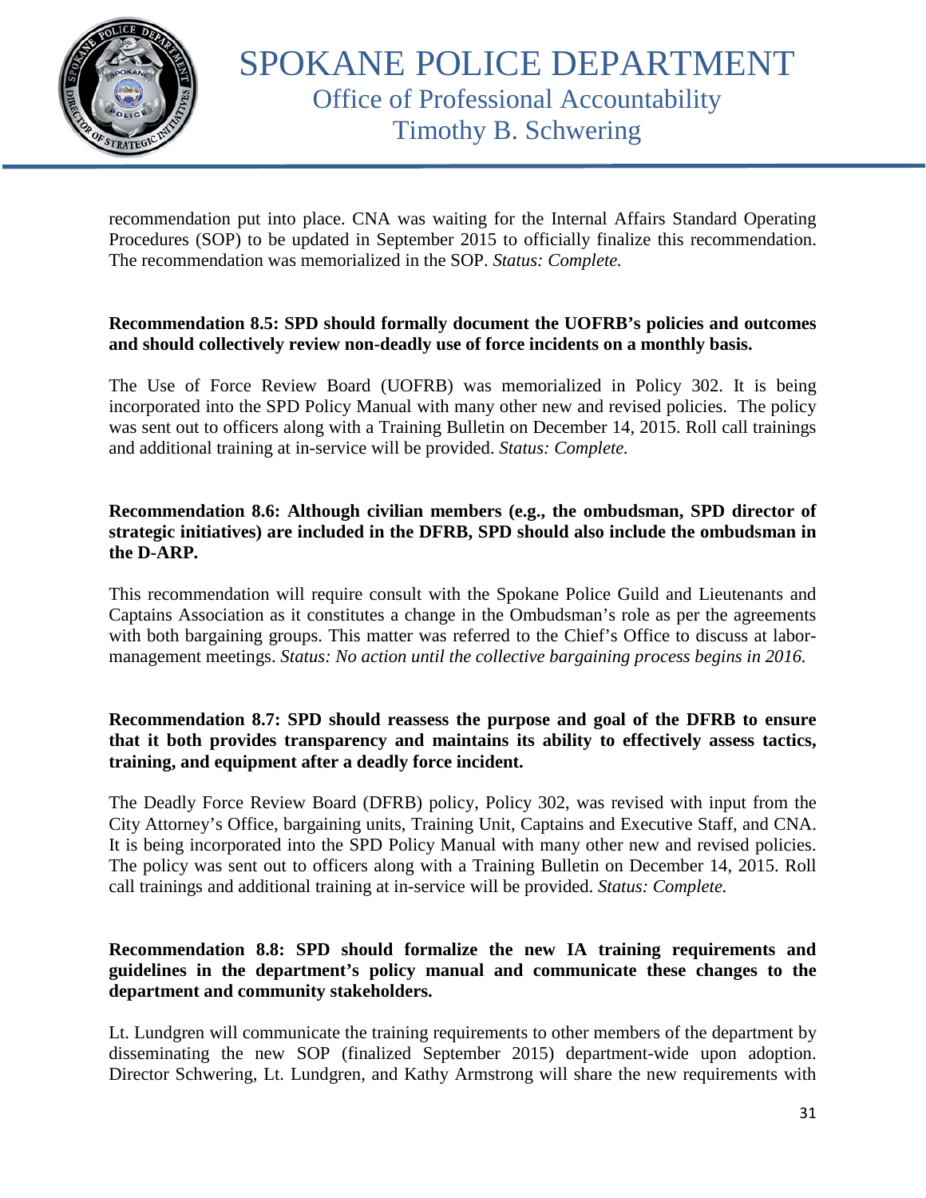recommendation put into place. CNA was waiting for the Internal Affairs Standard Operating Procedures (SOP) to be updated in September 2015 to officially finalize this recommendation. The recommendation was memorialized in the SOP. *Status: Complete.*

**Recommendation 8.5: SPD should formally document the UOFRB's policies and outcomes and should collectively review non-deadly use of force incidents on a monthly basis.**

The Use of Force Review Board (UOFRB) was memorialized in Policy 302. It is being incorporated into the SPD Policy Manual with many other new and revised policies. The policy was sent out to officers along with a Training Bulletin on December 14, 2015. Roll call trainings and additional training at in-service will be provided. *Status: Complete.*

**Recommendation 8.6: Although civilian members (e.g., the ombudsman, SPD director of strategic initiatives) are included in the DFRB, SPD should also include the ombudsman in the D-ARP.**

This recommendation will require consult with the Spokane Police Guild and Lieutenants and Captains Association as it constitutes a change in the Ombudsman's role as per the agreements with both bargaining groups. This matter was referred to the Chief's Office to discuss at labor-management meetings. *Status: No action until the collective bargaining process begins in 2016.*

**Recommendation 8.7: SPD should reassess the purpose and goal of the DFRB to ensure that it both provides transparency and maintains its ability to effectively assess tactics, training, and equipment after a deadly force incident.**

The Deadly Force Review Board (DFRB) policy, Policy 302, was revised with input from the City Attorney's Office, bargaining units, Training Unit, Captains and Executive Staff, and CNA. It is being incorporated into the SPD Policy Manual with many other new and revised policies. The policy was sent out to officers along with a Training Bulletin on December 14, 2015. Roll call trainings and additional training at in-service will be provided. *Status: Complete.*

**Recommendation 8.8: SPD should formalize the new IA training requirements and guidelines in the department's policy manual and communicate these changes to the department and community stakeholders.**

Lt. Lundgren will communicate the training requirements to other members of the department by disseminating the new SOP (finalized September 2015) department-wide upon adoption. Director Schwering, Lt. Lundgren, and Kathy Armstrong will share the new requirements with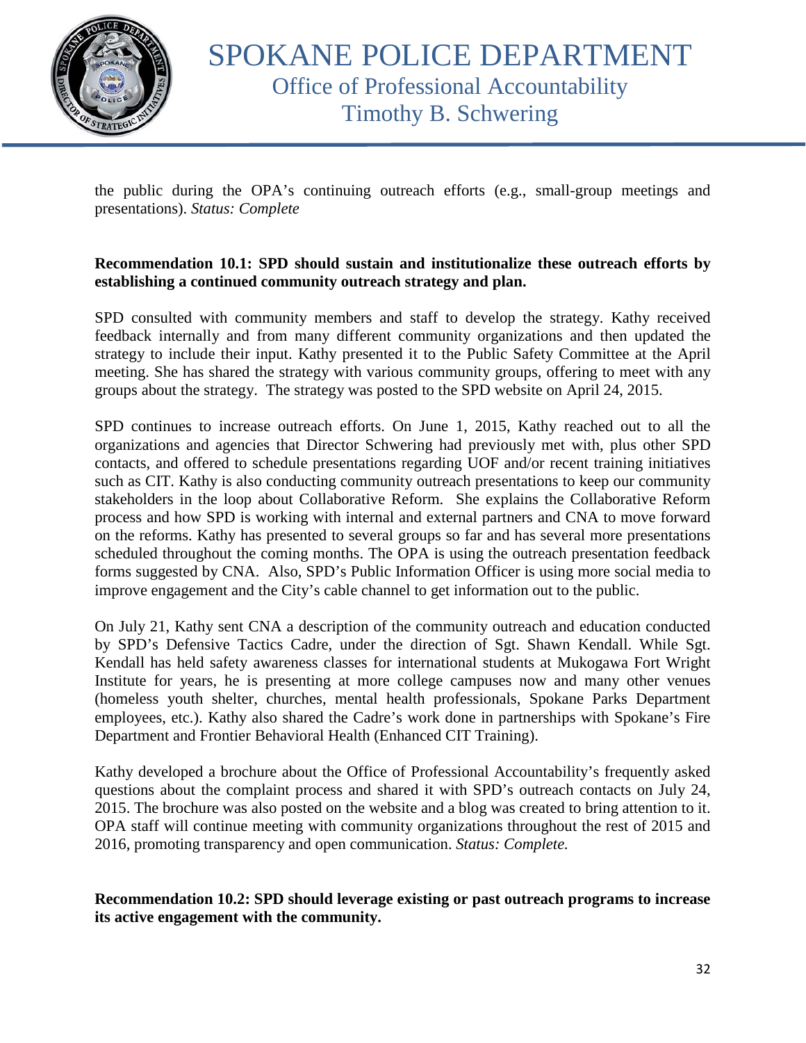the public during the OPA's continuing outreach efforts (e.g., small-group meetings and presentations). *Status: Complete*

**Recommendation 10.1: SPD should sustain and institutionalize these outreach efforts by establishing a continued community outreach strategy and plan.**

SPD consulted with community members and staff to develop the strategy. Kathy received feedback internally and from many different community organizations and then updated the strategy to include their input. Kathy presented it to the Public Safety Committee at the April meeting. She has shared the strategy with various community groups, offering to meet with any groups about the strategy. The strategy was posted to the SPD website on April 24, 2015.

SPD continues to increase outreach efforts. On June 1, 2015, Kathy reached out to all the organizations and agencies that Director Schwering had previously met with, plus other SPD contacts, and offered to schedule presentations regarding UOF and/or recent training initiatives such as CIT. Kathy is also conducting community outreach presentations to keep our community stakeholders in the loop about Collaborative Reform. She explains the Collaborative Reform process and how SPD is working with internal and external partners and CNA to move forward on the reforms. Kathy has presented to several groups so far and has several more presentations scheduled throughout the coming months. The OPA is using the outreach presentation feedback forms suggested by CNA. Also, SPD's Public Information Officer is using more social media to improve engagement and the City's cable channel to get information out to the public.

On July 21, Kathy sent CNA a description of the community outreach and education conducted by SPD's Defensive Tactics Cadre, under the direction of Sgt. Shawn Kendall. While Sgt. Kendall has held safety awareness classes for international students at Mukogawa Fort Wright Institute for years, he is presenting at more college campuses now and many other venues (homeless youth shelter, churches, mental health professionals, Spokane Parks Department employees, etc.). Kathy also shared the Cadre's work done in partnerships with Spokane's Fire Department and Frontier Behavioral Health (Enhanced CIT Training).

Kathy developed a brochure about the Office of Professional Accountability's frequently asked questions about the complaint process and shared it with SPD's outreach contacts on July 24, 2015. The brochure was also posted on the website and a blog was created to bring attention to it. OPA staff will continue meeting with community organizations throughout the rest of 2015 and 2016, promoting transparency and open communication. *Status: Complete.*

**Recommendation 10.2: SPD should leverage existing or past outreach programs to increase its active engagement with the community.**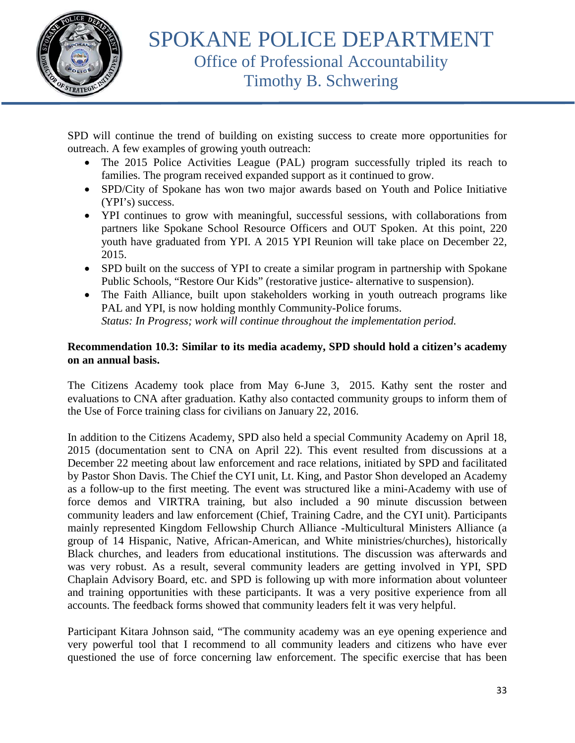SPD will continue the trend of building on existing success to create more opportunities for outreach. A few examples of growing youth outreach:

- The 2015 Police Activities League (PAL) program successfully tripled its reach to families. The program received expanded support as it continued to grow.
- SPD/City of Spokane has won two major awards based on Youth and Police Initiative (YPI's) success.
- YPI continues to grow with meaningful, successful sessions, with collaborations from partners like Spokane School Resource Officers and OUT Spoken. At this point, 220 youth have graduated from YPI. A 2015 YPI Reunion will take place on December 22, 2015.
- SPD built on the success of YPI to create a similar program in partnership with Spokane Public Schools, "Restore Our Kids" (restorative justice- alternative to suspension).
- The Faith Alliance, built upon stakeholders working in youth outreach programs like PAL and YPI, is now holding monthly Community-Police forums.
  *Status: In Progress; work will continue throughout the implementation period.*

**Recommendation 10.3: Similar to its media academy, SPD should hold a citizen's academy on an annual basis.**

The Citizens Academy took place from May 6-June 3, 2015. Kathy sent the roster and evaluations to CNA after graduation. Kathy also contacted community groups to inform them of the Use of Force training class for civilians on January 22, 2016.

In addition to the Citizens Academy, SPD also held a special Community Academy on April 18, 2015 (documentation sent to CNA on April 22). This event resulted from discussions at a December 22 meeting about law enforcement and race relations, initiated by SPD and facilitated by Pastor Shon Davis. The Chief the CYI unit, Lt. King, and Pastor Shon developed an Academy as a follow-up to the first meeting. The event was structured like a mini-Academy with use of force demos and VIRTRA training, but also included a 90 minute discussion between community leaders and law enforcement (Chief, Training Cadre, and the CYI unit). Participants mainly represented Kingdom Fellowship Church Alliance -Multicultural Ministers Alliance (a group of 14 Hispanic, Native, African-American, and White ministries/churches), historically Black churches, and leaders from educational institutions. The discussion was afterwards and was very robust. As a result, several community leaders are getting involved in YPI, SPD Chaplain Advisory Board, etc. and SPD is following up with more information about volunteer and training opportunities with these participants. It was a very positive experience from all accounts. The feedback forms showed that community leaders felt it was very helpful.

Participant Kitara Johnson said, "The community academy was an eye opening experience and very powerful tool that I recommend to all community leaders and citizens who have ever questioned the use of force concerning law enforcement. The specific exercise that has been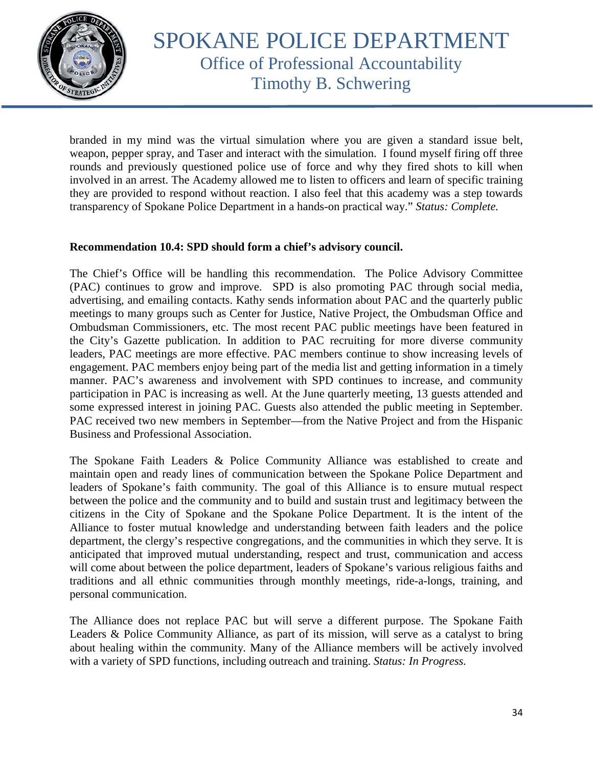branded in my mind was the virtual simulation where you are given a standard issue belt, weapon, pepper spray, and Taser and interact with the simulation. I found myself firing off three rounds and previously questioned police use of force and why they fired shots to kill when involved in an arrest. The Academy allowed me to listen to officers and learn of specific training they are provided to respond without reaction. I also feel that this academy was a step towards transparency of Spokane Police Department in a hands-on practical way." *Status: Complete.*

**Recommendation 10.4: SPD should form a chief's advisory council.**

The Chief's Office will be handling this recommendation. The Police Advisory Committee (PAC) continues to grow and improve. SPD is also promoting PAC through social media, advertising, and emailing contacts. Kathy sends information about PAC and the quarterly public meetings to many groups such as Center for Justice, Native Project, the Ombudsman Office and Ombudsman Commissioners, etc. The most recent PAC public meetings have been featured in the City's Gazette publication. In addition to PAC recruiting for more diverse community leaders, PAC meetings are more effective. PAC members continue to show increasing levels of engagement. PAC members enjoy being part of the media list and getting information in a timely manner. PAC's awareness and involvement with SPD continues to increase, and community participation in PAC is increasing as well. At the June quarterly meeting, 13 guests attended and some expressed interest in joining PAC. Guests also attended the public meeting in September. PAC received two new members in September—from the Native Project and from the Hispanic Business and Professional Association.

The Spokane Faith Leaders & Police Community Alliance was established to create and maintain open and ready lines of communication between the Spokane Police Department and leaders of Spokane's faith community. The goal of this Alliance is to ensure mutual respect between the police and the community and to build and sustain trust and legitimacy between the citizens in the City of Spokane and the Spokane Police Department. It is the intent of the Alliance to foster mutual knowledge and understanding between faith leaders and the police department, the clergy's respective congregations, and the communities in which they serve. It is anticipated that improved mutual understanding, respect and trust, communication and access will come about between the police department, leaders of Spokane's various religious faiths and traditions and all ethnic communities through monthly meetings, ride-a-longs, training, and personal communication.

The Alliance does not replace PAC but will serve a different purpose. The Spokane Faith Leaders & Police Community Alliance, as part of its mission, will serve as a catalyst to bring about healing within the community. Many of the Alliance members will be actively involved with a variety of SPD functions, including outreach and training. *Status: In Progress.*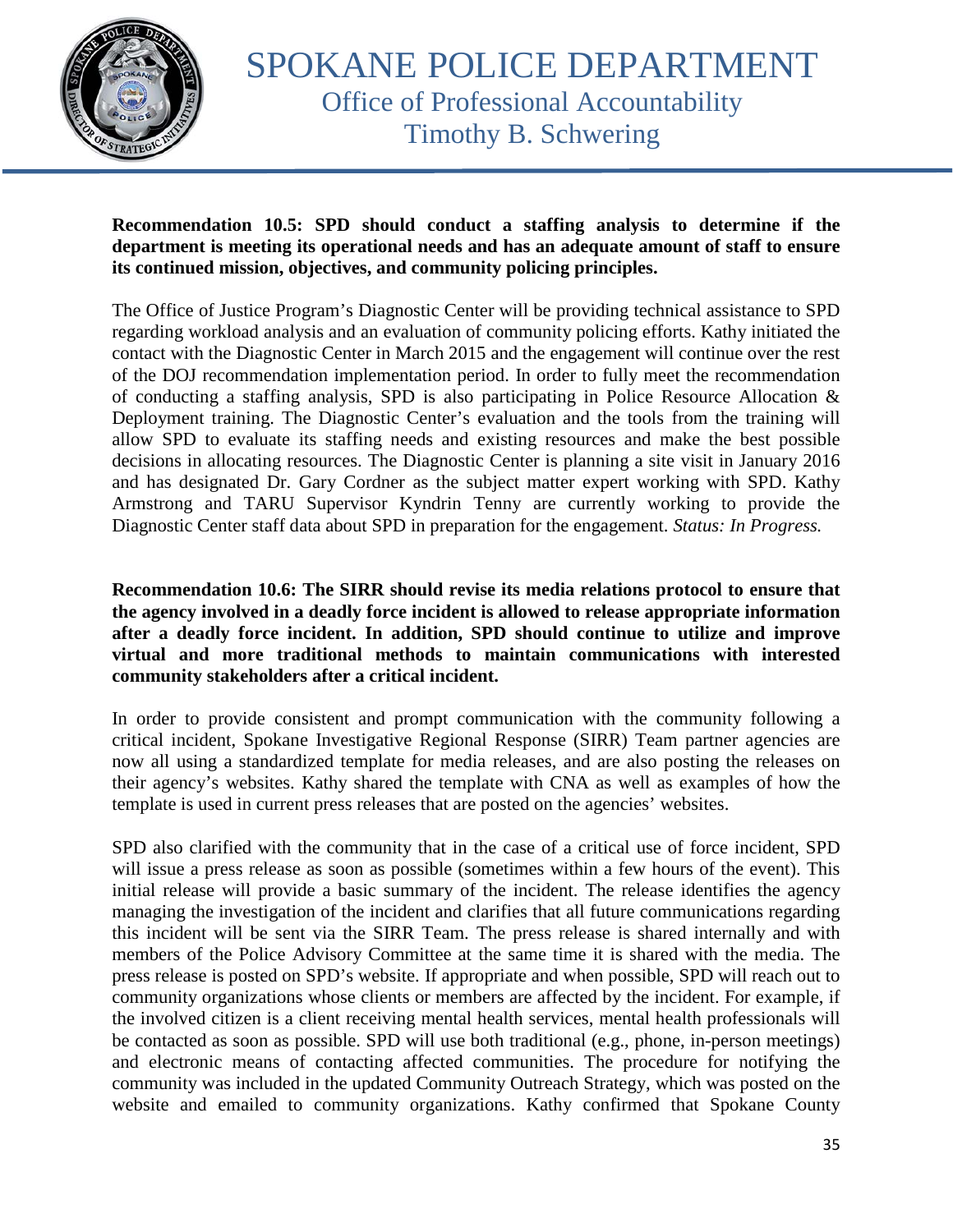**Recommendation 10.5: SPD should conduct a staffing analysis to determine if the department is meeting its operational needs and has an adequate amount of staff to ensure its continued mission, objectives, and community policing principles.**

The Office of Justice Program's Diagnostic Center will be providing technical assistance to SPD regarding workload analysis and an evaluation of community policing efforts. Kathy initiated the contact with the Diagnostic Center in March 2015 and the engagement will continue over the rest of the DOJ recommendation implementation period. In order to fully meet the recommendation of conducting a staffing analysis, SPD is also participating in Police Resource Allocation & Deployment training. The Diagnostic Center's evaluation and the tools from the training will allow SPD to evaluate its staffing needs and existing resources and make the best possible decisions in allocating resources. The Diagnostic Center is planning a site visit in January 2016 and has designated Dr. Gary Cordner as the subject matter expert working with SPD. Kathy Armstrong and TARU Supervisor Kyndrin Tenny are currently working to provide the Diagnostic Center staff data about SPD in preparation for the engagement. *Status: In Progress.*

**Recommendation 10.6: The SIRR should revise its media relations protocol to ensure that the agency involved in a deadly force incident is allowed to release appropriate information after a deadly force incident. In addition, SPD should continue to utilize and improve virtual and more traditional methods to maintain communications with interested community stakeholders after a critical incident.**

In order to provide consistent and prompt communication with the community following a critical incident, Spokane Investigative Regional Response (SIRR) Team partner agencies are now all using a standardized template for media releases, and are also posting the releases on their agency's websites. Kathy shared the template with CNA as well as examples of how the template is used in current press releases that are posted on the agencies' websites.

SPD also clarified with the community that in the case of a critical use of force incident, SPD will issue a press release as soon as possible (sometimes within a few hours of the event). This initial release will provide a basic summary of the incident. The release identifies the agency managing the investigation of the incident and clarifies that all future communications regarding this incident will be sent via the SIRR Team. The press release is shared internally and with members of the Police Advisory Committee at the same time it is shared with the media. The press release is posted on SPD's website. If appropriate and when possible, SPD will reach out to community organizations whose clients or members are affected by the incident. For example, if the involved citizen is a client receiving mental health services, mental health professionals will be contacted as soon as possible. SPD will use both traditional (e.g., phone, in-person meetings) and electronic means of contacting affected communities. The procedure for notifying the community was included in the updated Community Outreach Strategy, which was posted on the website and emailed to community organizations. Kathy confirmed that Spokane County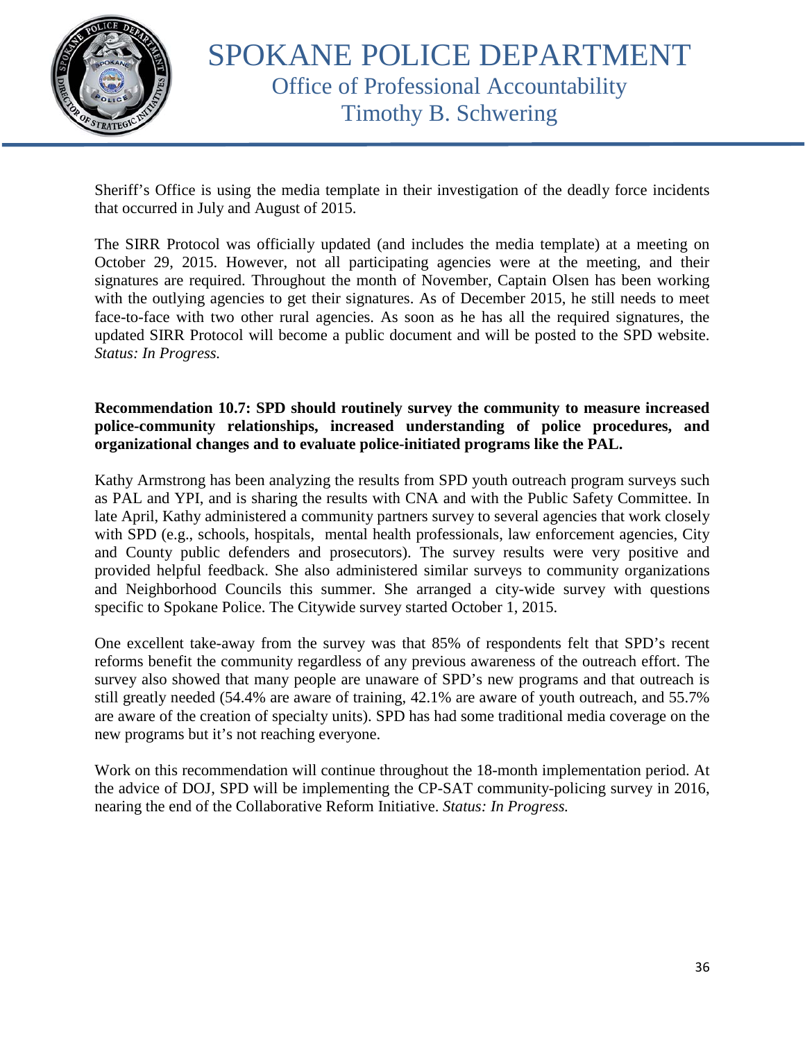Sheriff's Office is using the media template in their investigation of the deadly force incidents that occurred in July and August of 2015.

The SIRR Protocol was officially updated (and includes the media template) at a meeting on October 29, 2015. However, not all participating agencies were at the meeting, and their signatures are required. Throughout the month of November, Captain Olsen has been working with the outlying agencies to get their signatures. As of December 2015, he still needs to meet face-to-face with two other rural agencies. As soon as he has all the required signatures, the updated SIRR Protocol will become a public document and will be posted to the SPD website. *Status: In Progress.*

**Recommendation 10.7: SPD should routinely survey the community to measure increased police-community relationships, increased understanding of police procedures, and organizational changes and to evaluate police-initiated programs like the PAL.**

Kathy Armstrong has been analyzing the results from SPD youth outreach program surveys such as PAL and YPI, and is sharing the results with CNA and with the Public Safety Committee. In late April, Kathy administered a community partners survey to several agencies that work closely with SPD (e.g., schools, hospitals, mental health professionals, law enforcement agencies, City and County public defenders and prosecutors). The survey results were very positive and provided helpful feedback. She also administered similar surveys to community organizations and Neighborhood Councils this summer. She arranged a city-wide survey with questions specific to Spokane Police. The Citywide survey started October 1, 2015.

One excellent take-away from the survey was that 85% of respondents felt that SPD's recent reforms benefit the community regardless of any previous awareness of the outreach effort. The survey also showed that many people are unaware of SPD's new programs and that outreach is still greatly needed (54.4% are aware of training, 42.1% are aware of youth outreach, and 55.7% are aware of the creation of specialty units). SPD has had some traditional media coverage on the new programs but it's not reaching everyone.

Work on this recommendation will continue throughout the 18-month implementation period. At the advice of DOJ, SPD will be implementing the CP-SAT community-policing survey in 2016, nearing the end of the Collaborative Reform Initiative. *Status: In Progress.*